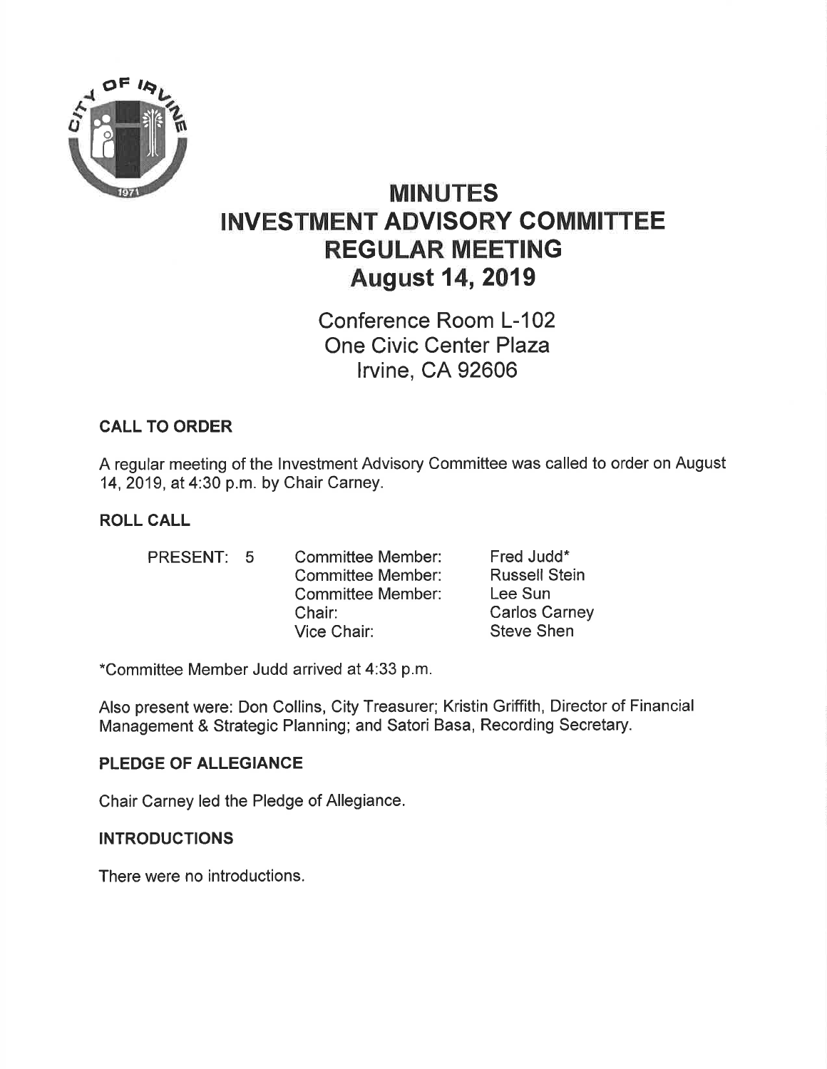# MINUTES
# INVESTMENT ADVISORY COMMITTEE
# REGULAR MEETING
# August 14, 2019

Conference Room L-102
One Civic Center Plaza
Irvine, CA 92606

## CALL TO ORDER

A regular meeting of the Investment Advisory Committee was called to order on August 14, 2019, at 4:30 p.m. by Chair Carney.

## ROLL CALL

| | | |
|---|---|---|
| PRESENT: 5 | Committee Member: | Fred Judd* |
| | Committee Member: | Russell Stein |
| | Committee Member: | Lee Sun |
| | Chair: | Carlos Carney |
| | Vice Chair: | Steve Shen |

*Committee Member Judd arrived at 4:33 p.m.

Also present were: Don Collins, City Treasurer; Kristin Griffith, Director of Financial Management & Strategic Planning; and Satori Basa, Recording Secretary.

## PLEDGE OF ALLEGIANCE

Chair Carney led the Pledge of Allegiance.

## INTRODUCTIONS

There were no introductions.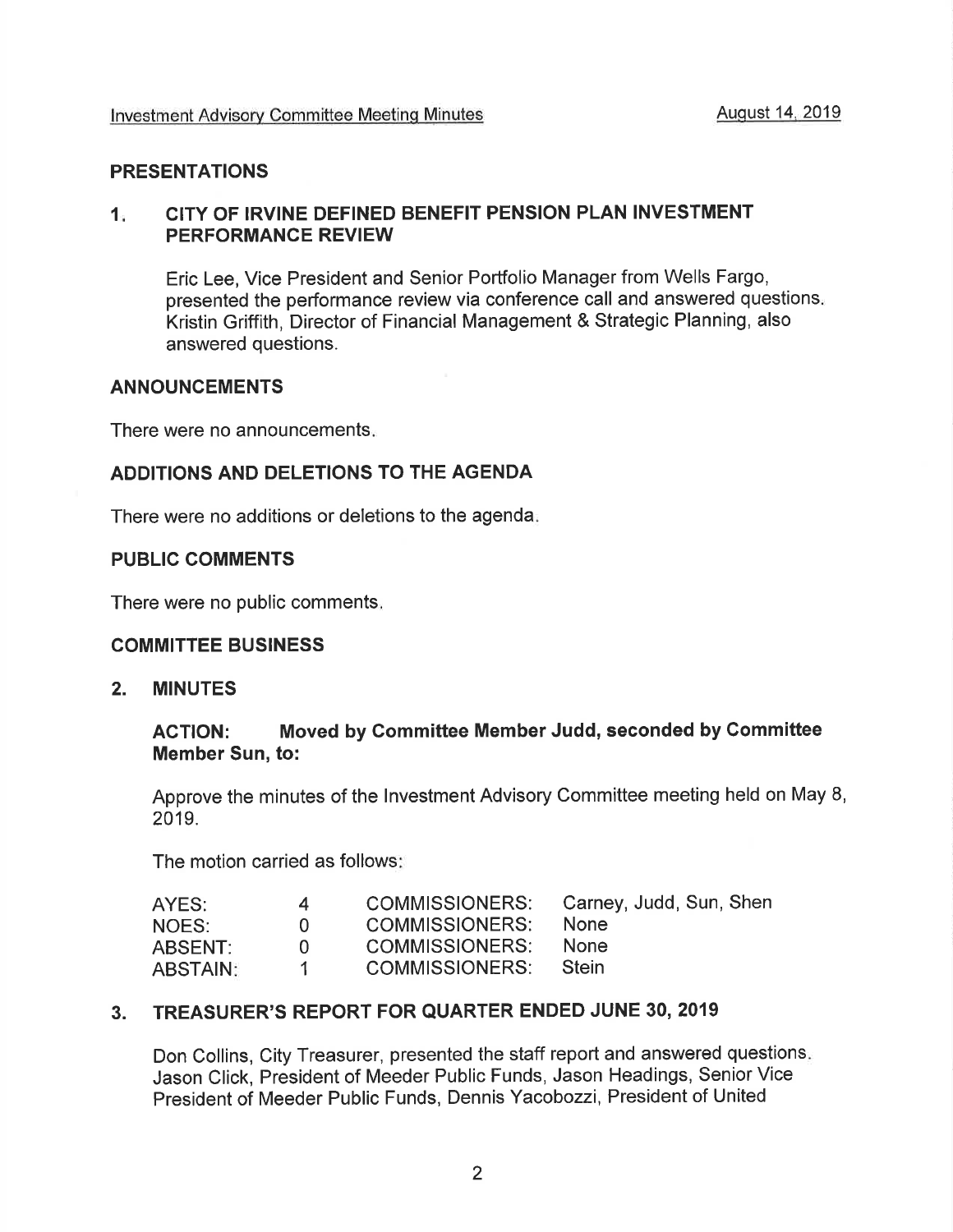## PRESENTATIONS

### 1. CITY OF IRVINE DEFINED BENEFIT PENSION PLAN INVESTMENT PERFORMANCE REVIEW

Eric Lee, Vice President and Senior Portfolio Manager from Wells Fargo, presented the performance review via conference call and answered questions. Kristin Griffith, Director of Financial Management & Strategic Planning, also answered questions.

## ANNOUNCEMENTS

There were no announcements.

## ADDITIONS AND DELETIONS TO THE AGENDA

There were no additions or deletions to the agenda.

## PUBLIC COMMENTS

There were no public comments.

## COMMITTEE BUSINESS

### 2. MINUTES

**ACTION: Moved by Committee Member Judd, seconded by Committee Member Sun, to:**

Approve the minutes of the Investment Advisory Committee meeting held on May 8, 2019.

The motion carried as follows:

| | | | |
|---|---|---|---|
| AYES: | 4 | COMMISSIONERS: | Carney, Judd, Sun, Shen |
| NOES: | 0 | COMMISSIONERS: | None |
| ABSENT: | 0 | COMMISSIONERS: | None |
| ABSTAIN: | 1 | COMMISSIONERS: | Stein |

### 3. TREASURER'S REPORT FOR QUARTER ENDED JUNE 30, 2019

Don Collins, City Treasurer, presented the staff report and answered questions. Jason Click, President of Meeder Public Funds, Jason Headings, Senior Vice President of Meeder Public Funds, Dennis Yacobozzi, President of United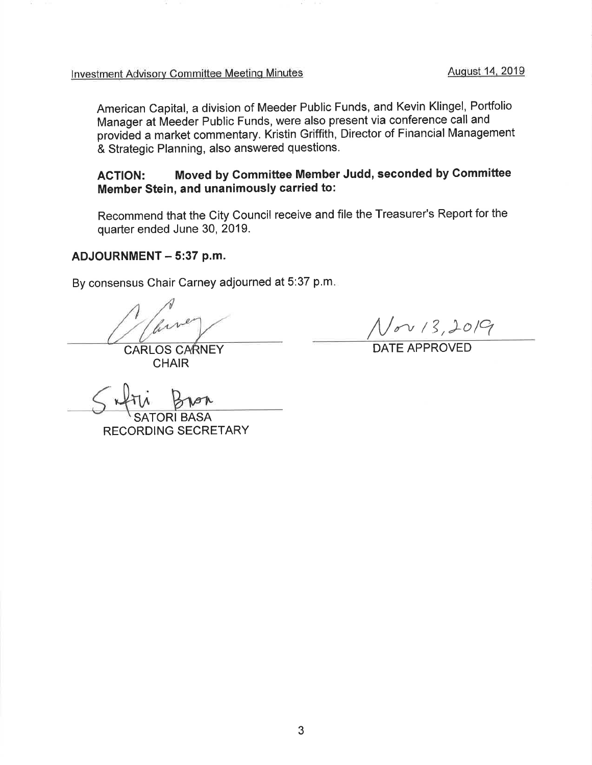American Capital, a division of Meeder Public Funds, and Kevin Klingel, Portfolio Manager at Meeder Public Funds, were also present via conference call and provided a market commentary. Kristin Griffith, Director of Financial Management & Strategic Planning, also answered questions.

**ACTION: Moved by Committee Member Judd, seconded by Committee Member Stein, and unanimously carried to:**

Recommend that the City Council receive and file the Treasurer's Report for the quarter ended June 30, 2019.

**ADJOURNMENT – 5:37 p.m.**

By consensus Chair Carney adjourned at 5:37 p.m.

CARLOS CARNEY
CHAIR

Nov 13, 2019
DATE APPROVED

SATORI BASA
RECORDING SECRETARY